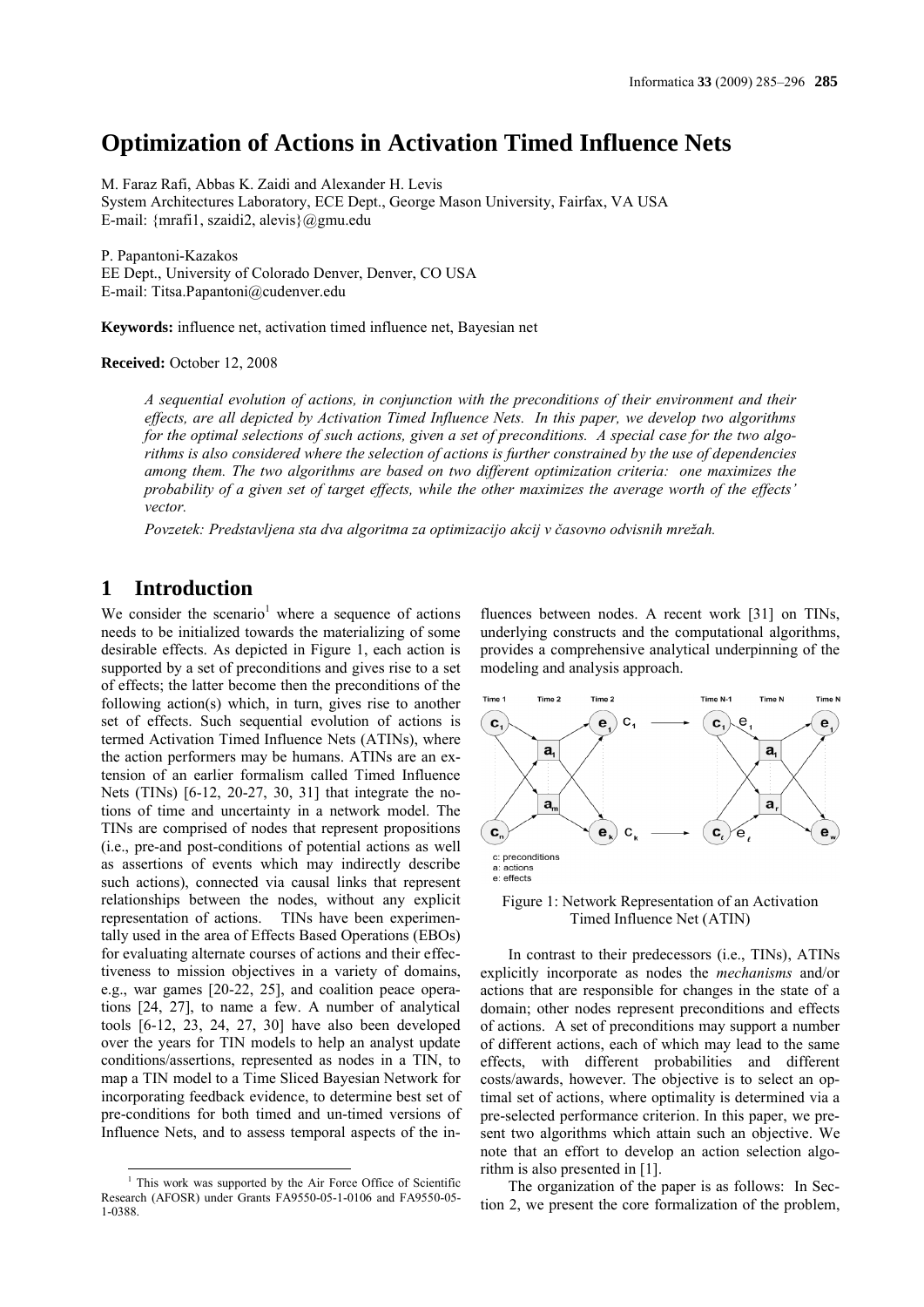# Optimization of Actions in Activation Timed Influence Nets

M. Faraz Rafi, Abbas K. Zaidi and Alexander H. Levis
System Architectures Laboratory, ECE Dept., George Mason University, Fairfax, VA USA
E-mail: {mrafi1, szaidi2, alevis}@gmu.edu

P. Papantoni-Kazakos
EE Dept., University of Colorado Denver, Denver, CO USA
E-mail: Titsa.Papantoni@cudenver.edu

**Keywords:** influence net, activation timed influence net, Bayesian net

**Received:** October 12, 2008

*A sequential evolution of actions, in conjunction with the preconditions of their environment and their effects, are all depicted by Activation Timed Influence Nets. In this paper, we develop two algorithms for the optimal selections of such actions, given a set of preconditions. A special case for the two algorithms is also considered where the selection of actions is further constrained by the use of dependencies among them. The two algorithms are based on two different optimization criteria: one maximizes the probability of a given set of target effects, while the other maximizes the average worth of the effects' vector.*

*Povzetek: Predstavljena sta dva algoritma za optimizacijo akcij v časovno odvisnih mrežah.*

## 1 Introduction

We consider the scenario[1] where a sequence of actions needs to be initialized towards the materializing of some desirable effects. As depicted in Figure 1, each action is supported by a set of preconditions and gives rise to a set of effects; the latter become then the preconditions of the following action(s) which, in turn, gives rise to another set of effects. Such sequential evolution of actions is termed Activation Timed Influence Nets (ATINs), where the action performers may be humans. ATINs are an extension of an earlier formalism called Timed Influence Nets (TINs) [6-12, 20-27, 30, 31] that integrate the notions of time and uncertainty in a network model. The TINs are comprised of nodes that represent propositions (i.e., pre-and post-conditions of potential actions as well as assertions of events which may indirectly describe such actions), connected via causal links that represent relationships between the nodes, without any explicit representation of actions. TINs have been experimentally used in the area of Effects Based Operations (EBOs) for evaluating alternate courses of actions and their effectiveness to mission objectives in a variety of domains, e.g., war games [20-22, 25], and coalition peace operations [24, 27], to name a few. A number of analytical tools [6-12, 23, 24, 27, 30] have also been developed over the years for TIN models to help an analyst update conditions/assertions, represented as nodes in a TIN, to map a TIN model to a Time Sliced Bayesian Network for incorporating feedback evidence, to determine best set of pre-conditions for both timed and un-timed versions of Influence Nets, and to assess temporal aspects of the influences between nodes. A recent work [31] on TINs, underlying constructs and the computational algorithms, provides a comprehensive analytical underpinning of the modeling and analysis approach.

Figure 1: Network Representation of an Activation Timed Influence Net (ATIN)

In contrast to their predecessors (i.e., TINs), ATINs explicitly incorporate as nodes the *mechanisms* and/or actions that are responsible for changes in the state of a domain; other nodes represent preconditions and effects of actions. A set of preconditions may support a number of different actions, each of which may lead to the same effects, with different probabilities and different costs/awards, however. The objective is to select an optimal set of actions, where optimality is determined via a pre-selected performance criterion. In this paper, we present two algorithms which attain such an objective. We note that an effort to develop an action selection algorithm is also presented in [1].

The organization of the paper is as follows: In Section 2, we present the core formalization of the problem,

[1] This work was supported by the Air Force Office of Scientific Research (AFOSR) under Grants FA9550-05-1-0106 and FA9550-05-1-0388.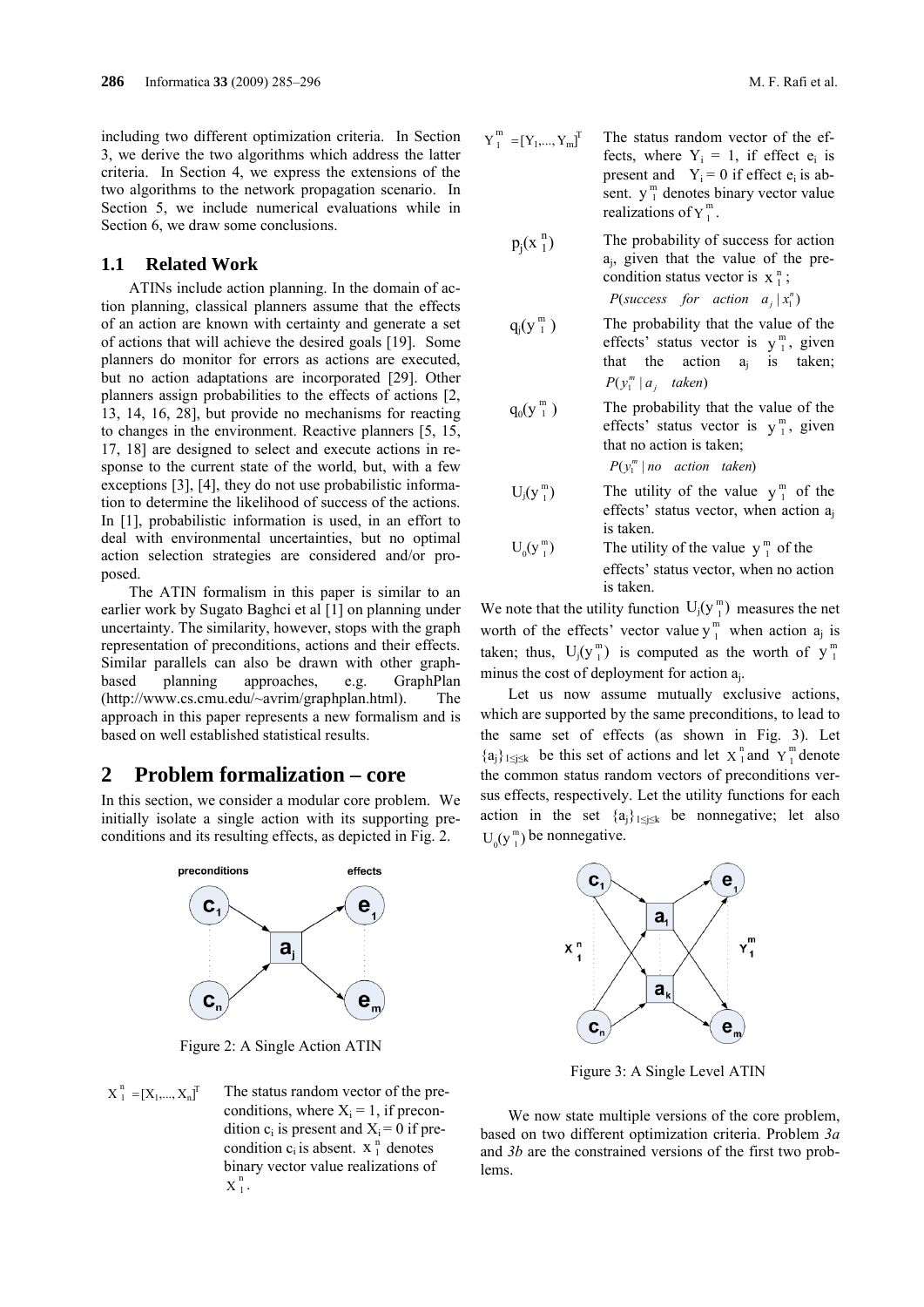including two different optimization criteria. In Section 3, we derive the two algorithms which address the latter criteria. In Section 4, we express the extensions of the two algorithms to the network propagation scenario. In Section 5, we include numerical evaluations while in Section 6, we draw some conclusions.

### 1.1 Related Work

ATINs include action planning. In the domain of action planning, classical planners assume that the effects of an action are known with certainty and generate a set of actions that will achieve the desired goals [19]. Some planners do monitor for errors as actions are executed, but no action adaptations are incorporated [29]. Other planners assign probabilities to the effects of actions [2, 13, 14, 16, 28], but provide no mechanisms for reacting to changes in the environment. Reactive planners [5, 15, 17, 18] are designed to select and execute actions in response to the current state of the world, but, with a few exceptions [3], [4], they do not use probabilistic information to determine the likelihood of success of the actions. In [1], probabilistic information is used, in an effort to deal with environmental uncertainties, but no optimal action selection strategies are considered and/or proposed.

The ATIN formalism in this paper is similar to an earlier work by Sugato Baghci et al [1] on planning under uncertainty. The similarity, however, stops with the graph representation of preconditions, actions and their effects. Similar parallels can also be drawn with other graph-based planning approaches, e.g. GraphPlan (http://www.cs.cmu.edu/~avrim/graphplan.html). The approach in this paper represents a new formalism and is based on well established statistical results.

## 2 Problem formalization – core

In this section, we consider a modular core problem. We initially isolate a single action with its supporting preconditions and its resulting effects, as depicted in Fig. 2.

Figure 2: A Single Action ATIN

$X_1^n = [X_1, ..., X_n]^T$ The status random vector of the preconditions, where $X_i = 1$, if precondition $c_i$ is present and $X_i = 0$ if precondition $c_i$ is absent. $x_1^n$ denotes binary vector value realizations of $X_1^n$.

$Y_1^m = [Y_1, ..., Y_m]^T$ The status random vector of the effects, where $Y_i = 1$, if effect $e_i$ is present and $Y_i = 0$ if effect $e_i$ is absent. $y_1^m$ denotes binary vector value realizations of $Y_1^m$.

$p_j(x_1^n)$ The probability of success for action $a_j$, given that the value of the precondition status vector is $x_1^n$; $P(success \ \ for \ \ action \ \ a_j \mid x_1^n)$

$q_j(y_1^m)$ The probability that the value of the effects' status vector is $y_1^m$, given that the action $a_j$ is taken; $P(y_1^m \mid a_j \ \ taken)$

$q_0(y_1^m)$ The probability that the value of the effects' status vector is $y_1^m$, given that no action is taken; $P(y_1^m \mid no \ \ action \ \ taken)$

$U_j(y_1^m)$ The utility of the value $y_1^m$ of the effects' status vector, when action $a_j$ is taken.

$U_0(y_1^m)$ The utility of the value $y_1^m$ of the effects' status vector, when no action is taken.

We note that the utility function $U_j(y_1^m)$ measures the net worth of the effects' vector value $y_1^m$ when action $a_j$ is taken; thus, $U_j(y_1^m)$ is computed as the worth of $y_1^m$ minus the cost of deployment for action $a_j$.

Let us now assume mutually exclusive actions, which are supported by the same preconditions, to lead to the same set of effects (as shown in Fig. 3). Let $\{a_j\}_{1 \le j \le k}$ be this set of actions and let $X_1^n$ and $Y_1^m$ denote the common status random vectors of preconditions versus effects, respectively. Let the utility functions for each action in the set $\{a_j\}_{1 \le j \le k}$ be nonnegative; let also $U_0(y_1^m)$ be nonnegative.

Figure 3: A Single Level ATIN

We now state multiple versions of the core problem, based on two different optimization criteria. Problem *3a* and *3b* are the constrained versions of the first two problems.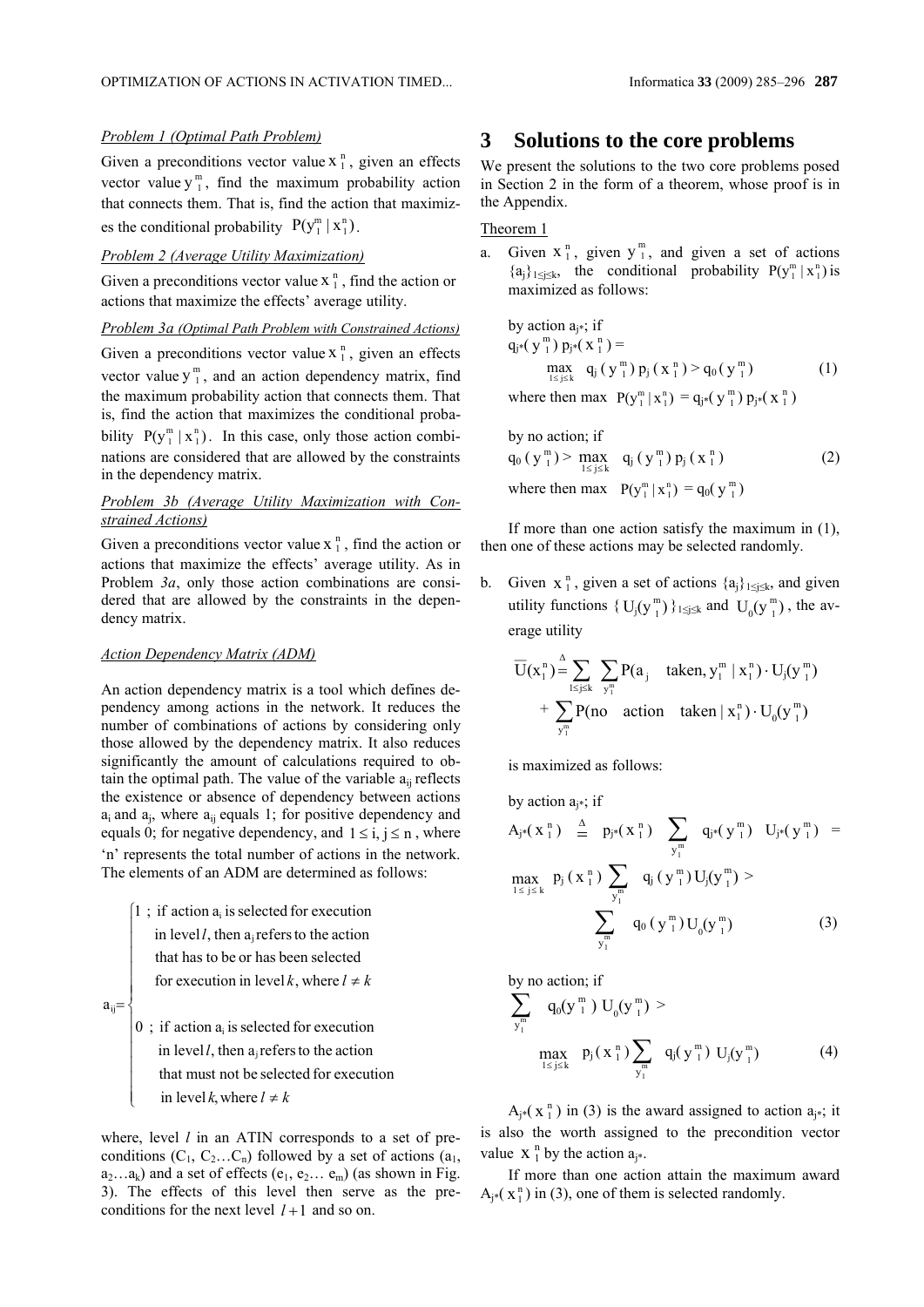*Problem 1 (Optimal Path Problem)*

Given a preconditions vector value $x_1^n$, given an effects vector value $y_1^m$, find the maximum probability action that connects them. That is, find the action that maximizes the conditional probability $P(y_1^m \mid x_1^n)$.

*Problem 2 (Average Utility Maximization)*

Given a preconditions vector value $x_1^n$, find the action or actions that maximize the effects' average utility.

*Problem 3a (Optimal Path Problem with Constrained Actions)*

Given a preconditions vector value $x_1^n$, given an effects vector value $y_1^m$, and an action dependency matrix, find the maximum probability action that connects them. That is, find the action that maximizes the conditional probability $P(y_1^m \mid x_1^n)$. In this case, only those action combinations are considered that are allowed by the constraints in the dependency matrix.

*Problem 3b (Average Utility Maximization with Constrained Actions)*

Given a preconditions vector value $x_1^n$, find the action or actions that maximize the effects' average utility. As in Problem *3a*, only those action combinations are considered that are allowed by the constraints in the dependency matrix.

*Action Dependency Matrix (ADM)*

An action dependency matrix is a tool which defines dependency among actions in the network. It reduces the number of combinations of actions by considering only those allowed by the dependency matrix. It also reduces significantly the amount of calculations required to obtain the optimal path. The value of the variable $a_{ij}$ reflects the existence or absence of dependency between actions $a_i$ and $a_j$, where $a_{ij}$ equals 1; for positive dependency and equals 0; for negative dependency, and $1 \le i, j \le n$, where 'n' represents the total number of actions in the network. The elements of an ADM are determined as follows:

$$
a_{ij} = \begin{cases} 1 \;; & \text{if action } a_i \text{ is selected for execution in level } l \text{, then } a_j \text{ refers to the action that has to be or has been selected for execution in level } k \text{, where } l \neq k \\ 0 \;; & \text{if action } a_i \text{ is selected for execution in level } l \text{, then } a_j \text{ refers to the action that must not be selected for execution in level } k \text{, where } l \neq k \end{cases}
$$

where, level $l$ in an ATIN corresponds to a set of preconditions ($C_1, C_2 \ldots C_n$) followed by a set of actions ($a_1, a_2 \ldots a_k$) and a set of effects ($e_1, e_2 \ldots e_m$) (as shown in Fig. 3). The effects of this level then serve as the preconditions for the next level $l+1$ and so on.

## 3 Solutions to the core problems

We present the solutions to the two core problems posed in Section 2 in the form of a theorem, whose proof is in the Appendix.

Theorem 1

a. Given $x_1^n$, given $y_1^m$, and given a set of actions $\{a_j\}_{1 \le j \le k}$, the conditional probability $P(y_1^m \mid x_1^n)$ is maximized as follows:

by action $a_{j^*}$; if

$$
q_{j^*}(y_1^m)\, p_{j^*}(x_1^n) = \max_{1 \le j \le k} q_j(y_1^m)\, p_j(x_1^n) > q_0(y_1^m) \tag{1}
$$

where then $\max P(y_1^m \mid x_1^n) = q_{j^*}(y_1^m)\, p_{j^*}(x_1^n)$

by no action; if

$$
q_0(y_1^m) > \max_{1 \le j \le k} q_j(y_1^m)\, p_j(x_1^n) \tag{2}
$$

where then $\max P(y_1^m \mid x_1^n) = q_0(y_1^m)$

If more than one action satisfy the maximum in (1), then one of these actions may be selected randomly.

b. Given $x_1^n$, given a set of actions $\{a_j\}_{1 \le j \le k}$, and given utility functions $\{U_j(y_1^m)\}_{1 \le j \le k}$ and $U_0(y_1^m)$, the average utility

$$
\overline{U}(x_1^n) \stackrel{\Delta}{=} \sum_{1 \le j \le k} \sum_{y_1^m} P(a_j \text{ taken}, y_1^m \mid x_1^n) \cdot U_j(y_1^m) + \sum_{y_1^m} P(\text{no action taken} \mid x_1^n) \cdot U_0(y_1^m)
$$

is maximized as follows:

by action $a_{j^*}$; if

$$
A_{j^*}(x_1^n) \stackrel{\Delta}{=} p_{j^*}(x_1^n) \sum_{y_1^m} q_{j^*}(y_1^m)\, U_{j^*}(y_1^m) = \max_{1 \le j \le k} p_j(x_1^n) \sum_{y_1^m} q_j(y_1^m)\, U_j(y_1^m) > \sum_{y_1^m} q_0(y_1^m)\, U_0(y_1^m) \tag{3}
$$

by no action; if

$$
\sum_{y_1^m} q_0(y_1^m)\, U_0(y_1^m) > \max_{1 \le j \le k} p_j(x_1^n) \sum_{y_1^m} q_j(y_1^m)\, U_j(y_1^m) \tag{4}
$$

$A_{j^*}(x_1^n)$ in (3) is the award assigned to action $a_{j^*}$; it is also the worth assigned to the precondition vector value $x_1^n$ by the action $a_{j^*}$.

If more than one action attain the maximum award $A_{j^*}(x_1^n)$ in (3), one of them is selected randomly.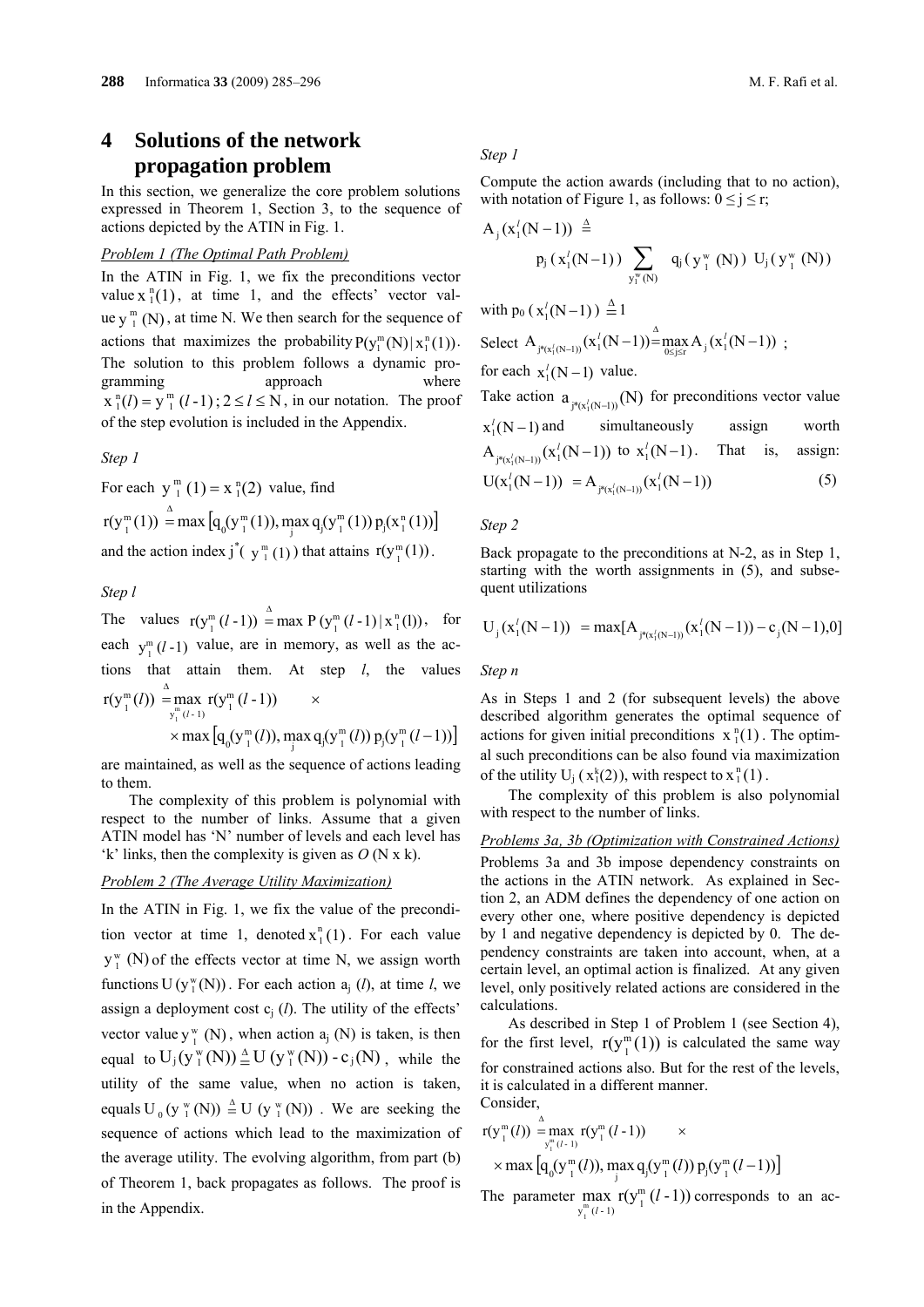# 4 Solutions of the network propagation problem

In this section, we generalize the core problem solutions expressed in Theorem 1, Section 3, to the sequence of actions depicted by the ATIN in Fig. 1.

*Problem 1 (The Optimal Path Problem)*

In the ATIN in Fig. 1, we fix the preconditions vector value $x_1^n(1)$, at time 1, and the effects' vector value $y_1^m(N)$, at time N. We then search for the sequence of actions that maximizes the probability $P(y_1^m(N) | x_1^n(1))$. The solution to this problem follows a dynamic programming approach where $x_1^n(l) = y_1^m(l-1)$; $2 \le l \le N$, in our notation. The proof of the step evolution is included in the Appendix.

*Step 1*

For each $y_1^m(1) = x_1^n(2)$ value, find

$$r(y_1^m(1)) \stackrel{\Delta}{=} \max\left[q_0(y_1^m(1)), \max_j q_j(y_1^m(1))\, p_j(x_1^n(1))\right]$$

and the action index $j^*(y_1^m(1))$ that attains $r(y_1^m(1))$.

*Step l*

The values $r(y_1^m(l-1)) \stackrel{\Delta}{=} \max P(y_1^m(l-1) | x_1^n(l))$, for each $y_1^m(l-1)$ value, are in memory, as well as the actions that attain them. At step $l$, the values

$$r(y_1^m(l)) \stackrel{\Delta}{=} \max_{y_1^m(l-1)} r(y_1^m(l-1)) \quad \times$$
$$\times \max\left[q_0(y_1^m(l)), \max_j q_j(y_1^m(l))\, p_j(y_1^m(l-1))\right]$$

are maintained, as well as the sequence of actions leading to them.

The complexity of this problem is polynomial with respect to the number of links. Assume that a given ATIN model has 'N' number of levels and each level has 'k' links, then the complexity is given as *O* (N x k).

*Problem 2 (The Average Utility Maximization)*

In the ATIN in Fig. 1, we fix the value of the precondition vector at time 1, denoted $x_1^n(1)$. For each value $y_1^w(N)$ of the effects vector at time N, we assign worth functions $U(y_1^w(N))$. For each action $a_j(l)$, at time $l$, we assign a deployment cost $c_j(l)$. The utility of the effects' vector value $y_1^w(N)$, when action $a_j(N)$ is taken, is then equal to $U_j(y_1^w(N)) \stackrel{\Delta}{=} U(y_1^w(N)) - c_j(N)$, while the utility of the same value, when no action is taken, equals $U_0(y_1^w(N)) \stackrel{\Delta}{=} U(y_1^w(N))$. We are seeking the sequence of actions which lead to the maximization of the average utility. The evolving algorithm, from part (b) of Theorem 1, back propagates as follows. The proof is in the Appendix.

*Step 1*

Compute the action awards (including that to no action), with notation of Figure 1, as follows: $0 \le j \le r$;

$$A_j(x_1^l(N-1)) \stackrel{\Delta}{=} p_j(x_1^l(N-1)) \sum_{y_1^w(N)} q_j(y_1^w(N))\, U_j(y_1^w(N))$$

with $p_0(x_1^l(N-1)) \stackrel{\Delta}{=} 1$

Select $A_{j^*(x_1^l(N-1))}(x_1^l(N-1)) \stackrel{\Delta}{=} \max_{0 \le j \le r} A_j(x_1^l(N-1))$;

for each $x_1^l(N-1)$ value.

Take action $a_{j^*(x_1^l(N-1))}(N)$ for preconditions vector value $x_1^l(N-1)$ and simultaneously assign worth $A_{j^*(x_1^l(N-1))}(x_1^l(N-1))$ to $x_1^l(N-1)$. That is, assign:

$$U(x_1^l(N-1)) = A_{j^*(x_1^l(N-1))}(x_1^l(N-1)) \tag{5}$$

*Step 2*

Back propagate to the preconditions at N-2, as in Step 1, starting with the worth assignments in (5), and subsequent utilizations

$$U_j(x_1^l(N-1)) = \max[A_{j^*(x_1^l(N-1))}(x_1^l(N-1)) - c_j(N-1), 0]$$

*Step n*

As in Steps 1 and 2 (for subsequent levels) the above described algorithm generates the optimal sequence of actions for given initial preconditions $x_1^n(1)$. The optimal such preconditions can be also found via maximization of the utility $U_j(x_1^k(2))$, with respect to $x_1^n(1)$.

The complexity of this problem is also polynomial with respect to the number of links.

*Problems 3a, 3b (Optimization with Constrained Actions)*

Problems 3a and 3b impose dependency constraints on the actions in the ATIN network. As explained in Section 2, an ADM defines the dependency of one action on every other one, where positive dependency is depicted by 1 and negative dependency is depicted by 0. The dependency constraints are taken into account, when, at a certain level, an optimal action is finalized. At any given level, only positively related actions are considered in the calculations.

As described in Step 1 of Problem 1 (see Section 4), for the first level, $r(y_1^m(1))$ is calculated the same way for constrained actions also. But for the rest of the levels, it is calculated in a different manner.

Consider,

$$r(y_1^m(l)) \stackrel{\Delta}{=} \max_{y_1^m(l-1)} r(y_1^m(l-1)) \quad \times$$
$$\times \max\left[q_0(y_1^m(l)), \max_j q_j(y_1^m(l))\, p_j(y_1^m(l-1))\right]$$

The parameter $\max_{y_1^m(l-1)} r(y_1^m(l-1))$ corresponds to an ac-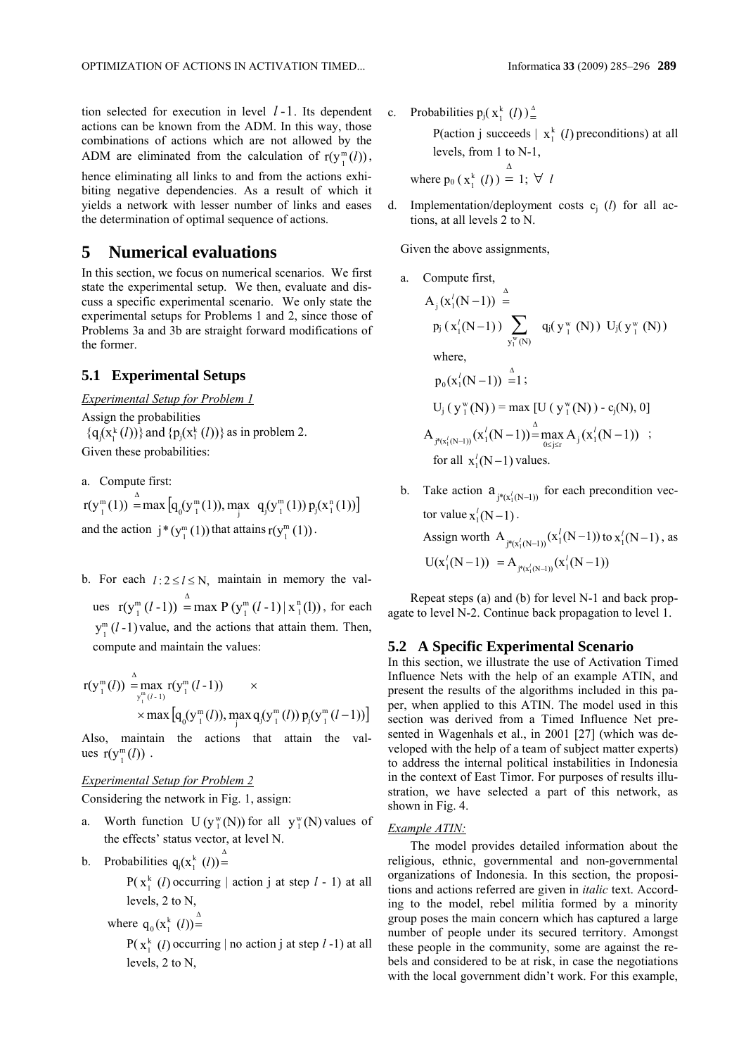tion selected for execution in level $l$-1. Its dependent actions can be known from the ADM. In this way, those combinations of actions which are not allowed by the ADM are eliminated from the calculation of $r(y_1^m(l))$, hence eliminating all links to and from the actions exhibiting negative dependencies. As a result of which it yields a network with lesser number of links and eases the determination of optimal sequence of actions.

## 5 Numerical evaluations

In this section, we focus on numerical scenarios. We first state the experimental setup. We then, evaluate and discuss a specific experimental scenario. We only state the experimental setups for Problems 1 and 2, since those of Problems 3a and 3b are straight forward modifications of the former.

### 5.1 Experimental Setups

*Experimental Setup for Problem 1*

Assign the probabilities $\{q_j(x_1^k(l))\}$ and $\{p_j(x_1^k(l))\}$ as in problem 2.

Given these probabilities:

a. Compute first:

$$r(y_1^m(1)) \stackrel{\Delta}{=} \max\left[q_0(y_1^m(1)), \max_j \; q_j(y_1^m(1))\, p_j(x_1^n(1))\right]$$

and the action $j^*(y_1^m(1))$ that attains $r(y_1^m(1))$.

b. For each $l: 2 \le l \le N$, maintain in memory the values $r(y_1^m(l-1)) \stackrel{\Delta}{=} \max P(y_1^m(l-1) \,|\, x_1^n(l))$, for each $y_1^m(l-1)$ value, and the actions that attain them. Then, compute and maintain the values:

$$r(y_1^m(l)) \stackrel{\Delta}{=} \max_{y_1^m(l-1)} r(y_1^m(l-1)) \quad \times$$
$$\times \max\left[q_0(y_1^m(l)), \max_j q_j(y_1^m(l))\, p_j(y_1^m(l-1))\right]$$

Also, maintain the actions that attain the values $r(y_1^m(l))$.

*Experimental Setup for Problem 2*

Considering the network in Fig. 1, assign:

a. Worth function $U(y_1^w(N))$ for all $y_1^w(N)$ values of the effects' status vector, at level N.

b. Probabilities $q_j(x_1^k(l)) \stackrel{\Delta}{=}$ P( $x_1^k(l)$ occurring | action j at step $l$ - 1) at all levels, 2 to N,

   where $q_0(x_1^k(l)) \stackrel{\Delta}{=}$ P( $x_1^k(l)$ occurring | no action j at step $l$ -1) at all levels, 2 to N,

c. Probabilities $p_j(x_1^k(l)) \stackrel{\Delta}{=}$ P(action j succeeds | $x_1^k(l)$ preconditions) at all levels, from 1 to N-1,

   where $p_0(x_1^k(l)) \stackrel{\Delta}{=} 1;\ \forall\ l$

d. Implementation/deployment costs $c_j(l)$ for all actions, at all levels 2 to N.

Given the above assignments,

a. Compute first,

$$A_j(x_1^l(N-1)) \stackrel{\Delta}{=} p_j(x_1^l(N-1)) \sum_{y_1^w(N)} q_j(y_1^w(N))\, U_j(y_1^w(N))$$

   where,

$$p_0(x_1^l(N-1)) \stackrel{\Delta}{=} 1;$$

$$U_j(y_1^w(N)) = \max\left[U(y_1^w(N)) - c_j(N), 0\right]$$

$$A_{j^*(x_1^l(N-1))}(x_1^l(N-1)) \stackrel{\Delta}{=} \max_{0 \le j \le r} A_j(x_1^l(N-1)) \;;$$

   for all $x_1^l(N-1)$ values.

b. Take action $a_{j^*(x_1^l(N-1))}$ for each precondition vector value $x_1^l(N-1)$.

   Assign worth $A_{j^*(x_1^l(N-1))}(x_1^l(N-1))$ to $x_1^l(N-1)$, as

$$U(x_1^l(N-1)) = A_{j^*(x_1^l(N-1))}(x_1^l(N-1))$$

Repeat steps (a) and (b) for level N-1 and back propagate to level N-2. Continue back propagation to level 1.

### 5.2 A Specific Experimental Scenario

In this section, we illustrate the use of Activation Timed Influence Nets with the help of an example ATIN, and present the results of the algorithms included in this paper, when applied to this ATIN. The model used in this section was derived from a Timed Influence Net presented in Wagenhals et al., in 2001 [27] (which was developed with the help of a team of subject matter experts) to address the internal political instabilities in Indonesia in the context of East Timor. For purposes of results illustration, we have selected a part of this network, as shown in Fig. 4.

*Example ATIN:*

The model provides detailed information about the religious, ethnic, governmental and non-governmental organizations of Indonesia. In this section, the propositions and actions referred are given in *italic* text. According to the model, rebel militia formed by a minority group poses the main concern which has captured a large number of people under its secured territory. Amongst these people in the community, some are against the rebels and considered to be at risk, in case the negotiations with the local government didn't work. For this example,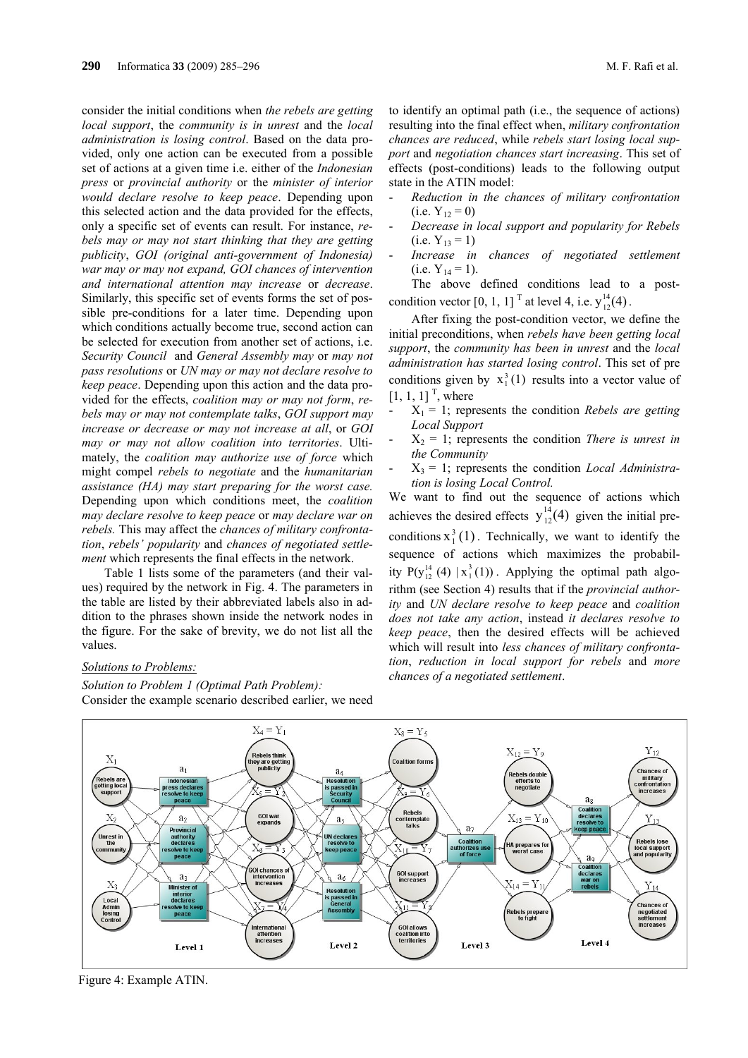consider the initial conditions when *the rebels are getting local support*, the *community is in unrest* and the *local administration is losing control*. Based on the data provided, only one action can be executed from a possible set of actions at a given time i.e. either of the *Indonesian press* or *provincial authority* or the *minister of interior would declare resolve to keep peace*. Depending upon this selected action and the data provided for the effects, only a specific set of events can result. For instance, *rebels may or may not start thinking that they are getting publicity*, *GOI (original anti-government of Indonesia) war may or may not expand, GOI chances of intervention and international attention may increase* or *decrease*. Similarly, this specific set of events forms the set of possible pre-conditions for a later time. Depending upon which conditions actually become true, second action can be selected for execution from another set of actions, i.e. *Security Council* and *General Assembly may* or *may not pass resolutions* or *UN may or may not declare resolve to keep peace*. Depending upon this action and the data provided for the effects, *coalition may or may not form*, *rebels may or may not contemplate talks*, *GOI support may increase or decrease or may not increase at all*, or *GOI may or may not allow coalition into territories*. Ultimately, the *coalition may authorize use of force* which might compel *rebels to negotiate* and the *humanitarian assistance (HA) may start preparing for the worst case.* Depending upon which conditions meet, the *coalition may declare resolve to keep peace* or *may declare war on rebels.* This may affect the *chances of military confrontation*, *rebels' popularity* and *chances of negotiated settlement* which represents the final effects in the network.

Table 1 lists some of the parameters (and their values) required by the network in Fig. 4. The parameters in the table are listed by their abbreviated labels also in addition to the phrases shown inside the network nodes in the figure. For the sake of brevity, we do not list all the values.

*Solutions to Problems:*

*Solution to Problem 1 (Optimal Path Problem):*
Consider the example scenario described earlier, we need to identify an optimal path (i.e., the sequence of actions) resulting into the final effect when, *military confrontation chances are reduced*, while *rebels start losing local support* and *negotiation chances start increasing*. This set of effects (post-conditions) leads to the following output state in the ATIN model:

- *Reduction in the chances of military confrontation* (i.e. $Y_{12} = 0$)
- *Decrease in local support and popularity for Rebels* (i.e. $Y_{13} = 1$)
- *Increase in chances of negotiated settlement* (i.e. $Y_{14} = 1$).

The above defined conditions lead to a post-condition vector $[0, 1, 1]^T$ at level 4, i.e. $y_{12}^{14}(4)$.

After fixing the post-condition vector, we define the initial preconditions, when *rebels have been getting local support*, the *community has been in unrest* and the *local administration has started losing control*. This set of pre conditions given by $x_1^3(1)$ results into a vector value of $[1, 1, 1]^T$, where

- $X_1 = 1$; represents the condition *Rebels are getting Local Support*
- $X_2 = 1$; represents the condition *There is unrest in the Community*
- $X_3 = 1$; represents the condition *Local Administration is losing Local Control.*

We want to find out the sequence of actions which achieves the desired effects $y_{12}^{14}(4)$ given the initial preconditions $x_1^3(1)$. Technically, we want to identify the sequence of actions which maximizes the probability $P(y_{12}^{14}(4) \mid x_1^3(1))$. Applying the optimal path algorithm (see Section 4) results that if the *provincial authority* and *UN declare resolve to keep peace* and *coalition does not take any action*, instead *it declares resolve to keep peace*, then the desired effects will be achieved which will result into *less chances of military confrontation*, *reduction in local support for rebels* and *more chances of a negotiated settlement*.

Figure 4: Example ATIN.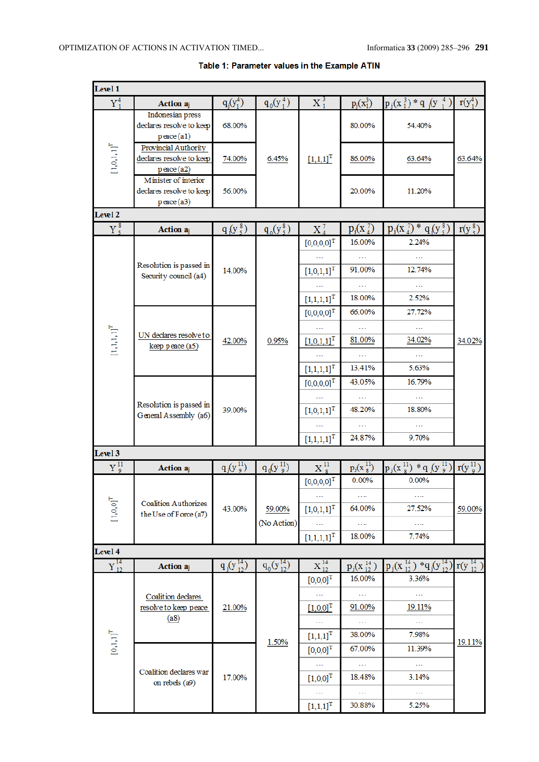**Table 1: Parameter values in the Example ATIN**

| **Level 1** | | | | | | | |
|---|---|---|---|---|---|---|---|
| $Y_1^4$ | **Action $a_j$** | $q_j(y_1^4)$ | $q_0(y_1^4)$ | $X_1^3$ | $p_j(x_1^3)$ | $p_j(x_1^3) * q_j(y_1^4)$ | $r(y_1^4)$ |
| $[1,0,1,1]^T$ | Indonesian press declares resolve to keep peace (a1) | 68.00% | 6.45% | $[1,1,1]^T$ | 80.00% | 54.40% | 63.64% |
| | Provincial Authority declares resolve to keep peace (a2) | 74.00% | | | 86.00% | 63.64% | |
| | Minister of interior declares resolve to keep peace (a3) | 56.00% | | | 20.00% | 11.20% | |
| **Level 2** | | | | | | | |
| $Y_5^8$ | **Action $a_j$** | $q_j(y_5^8)$ | $q_0(y_5^8)$ | $X_4^7$ | $p_j(x_4^7)$ | $p_j(x_4^7) * q_j(y_5^8)$ | $r(y_5^8)$ |
| $[1,1,1,1]^T$ | Resolution is passed in Security council (a4) | 14.00% | 0.95% | $[0,0,0,0]^T$ | 16.00% | 2.24% | 34.02% |
| | | | | … | … | … | |
| | | | | $[1,0,1,1]^T$ | 91.00% | 12.74% | |
| | | | | … | … | … | |
| | | | | $[1,1,1,1]^T$ | 18.00% | 2.52% | |
| | UN declares resolve to keep peace (a5) | 42.00% | | $[0,0,0,0]^T$ | 66.00% | 27.72% | |
| | | | | … | … | … | |
| | | | | $[1,0,1,1]^T$ | 81.00% | 34.02% | |
| | | | | … | … | … | |
| | | | | $[1,1,1,1]^T$ | 13.41% | 5.63% | |
| | Resolution is passed in General Assembly (a6) | 39.00% | | $[0,0,0,0]^T$ | 43.05% | 16.79% | |
| | | | | … | … | … | |
| | | | | $[1,0,1,1]^T$ | 48.20% | 18.80% | |
| | | | | … | … | … | |
| | | | | $[1,1,1,1]^T$ | 24.87% | 9.70% | |
| **Level 3** | | | | | | | |
| $Y_9^{11}$ | **Action $a_j$** | $q_j(y_9^{11})$ | $q_0(y_9^{11})$ | $X_8^{11}$ | $p_j(x_8^{11})$ | $p_j(x_8^{11}) * q_j(y_9^{11})$ | $r(y_9^{11})$ |
| $[1,0,0]^T$ | Coalition Authorizes the Use of Force (a7) | 43.00% | 59.00% (No Action) | $[0,0,0,0]^T$ | 0.00% | 0.00% | 59.00% |
| | | | | … | … | … | |
| | | | | $[1,0,1,1]^T$ | 64.00% | 27.52% | |
| | | | | … | … | … | |
| | | | | $[1,1,1,1]^T$ | 18.00% | 7.74% | |
| **Level 4** | | | | | | | |
| $Y_{12}^{14}$ | **Action $a_j$** | $q_j(y_{12}^{14})$ | $q_0(y_{12}^{14})$ | $X_{12}^{14}$ | $p_j(x_{12}^{14})$ | $p_j(x_{12}^{14}) * q_j(y_{12}^{14})$ | $r(y_{12}^{14})$ |
| $[0,1,1]^T$ | Coalition declares resolve to keep peace (a8) | 21.00% | 1.50% | $[0,0,0]^T$ | 16.00% | 3.36% | 19.11% |
| | | | | … | … | … | |
| | | | | $[1,0,0]^T$ | 91.00% | 19.11% | |
| | | | | … | … | … | |
| | | | | $[1,1,1]^T$ | 38.00% | 7.98% | |
| | Coalition declares war on rebels (a9) | 17.00% | | $[0,0,0]^T$ | 67.00% | 11.39% | |
| | | | | … | … | … | |
| | | | | $[1,0,0]^T$ | 18.48% | 3.14% | |
| | | | | … | … | … | |
| | | | | $[1,1,1]^T$ | 30.88% | 5.25% | |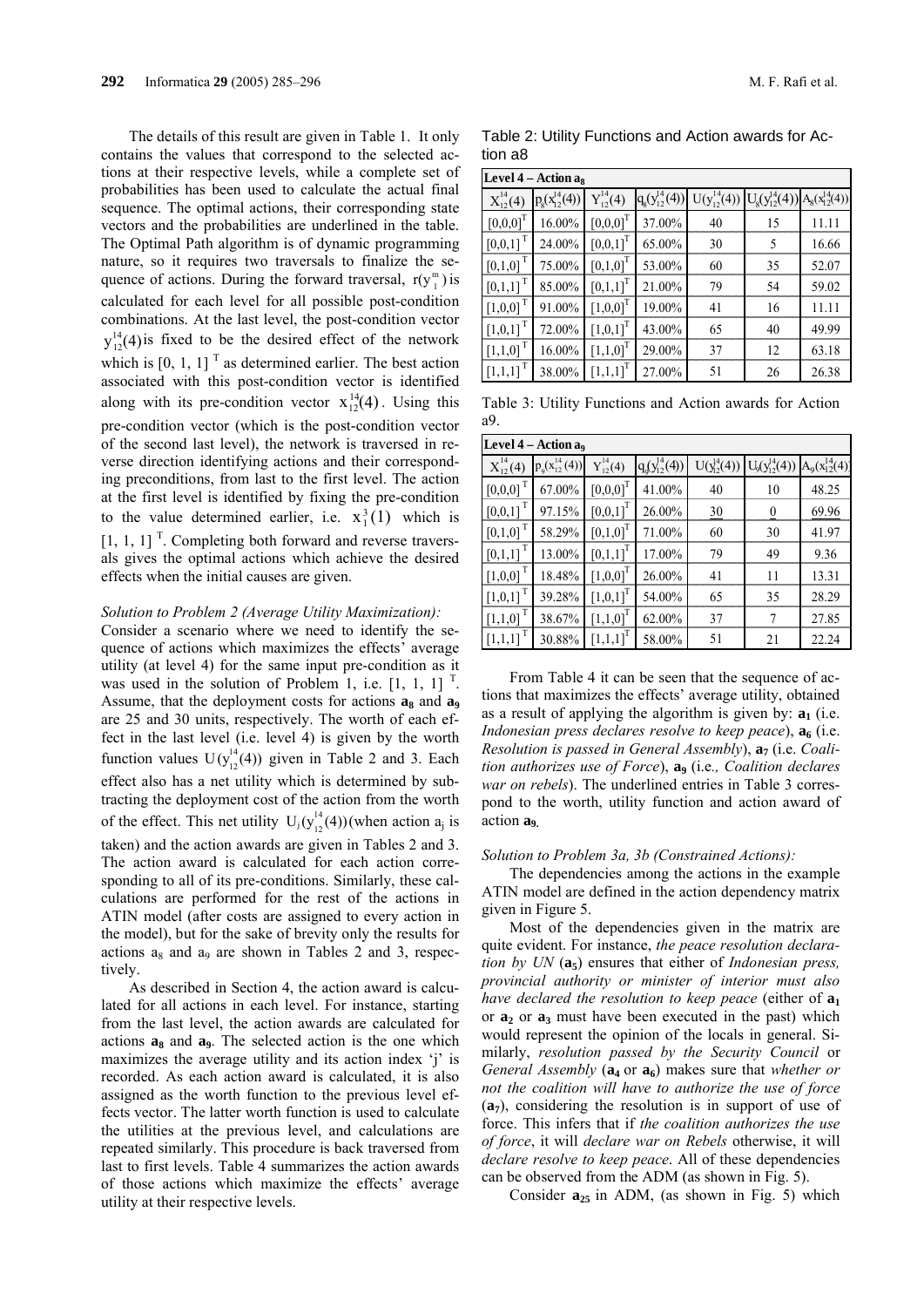The details of this result are given in Table 1. It only contains the values that correspond to the selected actions at their respective levels, while a complete set of probabilities has been used to calculate the actual final sequence. The optimal actions, their corresponding state vectors and the probabilities are underlined in the table. The Optimal Path algorithm is of dynamic programming nature, so it requires two traversals to finalize the sequence of actions. During the forward traversal, $r(y_1^m)$ is calculated for each level for all possible post-condition combinations. At the last level, the post-condition vector $y_{12}^{14}(4)$ is fixed to be the desired effect of the network which is $[0, 1, 1]^T$ as determined earlier. The best action associated with this post-condition vector is identified along with its pre-condition vector $x_{12}^{14}(4)$. Using this pre-condition vector (which is the post-condition vector of the second last level), the network is traversed in reverse direction identifying actions and their corresponding preconditions, from last to the first level. The action at the first level is identified by fixing the pre-condition to the value determined earlier, i.e. $x_1^3(1)$ which is $[1, 1, 1]^T$. Completing both forward and reverse traversals gives the optimal actions which achieve the desired effects when the initial causes are given.

*Solution to Problem 2 (Average Utility Maximization):*

Consider a scenario where we need to identify the sequence of actions which maximizes the effects' average utility (at level 4) for the same input pre-condition as it was used in the solution of Problem 1, i.e. $[1, 1, 1]^T$. Assume, that the deployment costs for actions **a<sub>8</sub>** and **a<sub>9</sub>** are 25 and 30 units, respectively. The worth of each effect in the last level (i.e. level 4) is given by the worth function values $U(y_{12}^{14}(4))$ given in Table 2 and 3. Each effect also has a net utility which is determined by subtracting the deployment cost of the action from the worth of the effect. This net utility $U_j(y_{12}^{14}(4))$ (when action $a_j$ is taken) and the action awards are given in Tables 2 and 3. The action award is calculated for each action corresponding to all of its pre-conditions. Similarly, these calculations are performed for the rest of the actions in ATIN model (after costs are assigned to every action in the model), but for the sake of brevity only the results for actions $a_8$ and $a_9$ are shown in Tables 2 and 3, respectively.

As described in Section 4, the action award is calculated for all actions in each level. For instance, starting from the last level, the action awards are calculated for actions $\mathbf{a_8}$ and $\mathbf{a_9}$. The selected action is the one which maximizes the average utility and its action index 'j' is recorded. As each action award is calculated, it is also assigned as the worth function to the previous level effects vector. The latter worth function is used to calculate the utilities at the previous level, and calculations are repeated similarly. This procedure is back traversed from last to first levels. Table 4 summarizes the action awards of those actions which maximize the effects' average utility at their respective levels.

Table 2: Utility Functions and Action awards for Action a8

| Level 4 – Action $a_8$ | | | | | | |
|---|---|---|---|---|---|---|
| $X_{12}^{14}(4)$ | $p_8(x_{12}^{14}(4))$ | $Y_{12}^{14}(4)$ | $q_8(y_{12}^{14}(4))$ | $U(y_{12}^{14}(4))$ | $U_8(y_{12}^{14}(4))$ | $A_8(x_{12}^{14}(4))$ |
| $[0,0,0]^T$ | 16.00% | $[0,0,0]^T$ | 37.00% | 40 | 15 | 11.11 |
| $[0,0,1]^T$ | 24.00% | $[0,0,1]^T$ | 65.00% | 30 | 5 | 16.66 |
| $[0,1,0]^T$ | 75.00% | $[0,1,0]^T$ | 53.00% | 60 | 35 | 52.07 |
| $[0,1,1]^T$ | 85.00% | $[0,1,1]^T$ | 21.00% | 79 | 54 | 59.02 |
| $[1,0,0]^T$ | 91.00% | $[1,0,0]^T$ | 19.00% | 41 | 16 | 11.11 |
| $[1,0,1]^T$ | 72.00% | $[1,0,1]^T$ | 43.00% | 65 | 40 | 49.99 |
| $[1,1,0]^T$ | 16.00% | $[1,1,0]^T$ | 29.00% | 37 | 12 | 63.18 |
| $[1,1,1]^T$ | 38.00% | $[1,1,1]^T$ | 27.00% | 51 | 26 | 26.38 |

Table 3: Utility Functions and Action awards for Action a9.

| Level 4 – Action $a_9$ | | | | | | |
|---|---|---|---|---|---|---|
| $X_{12}^{14}(4)$ | $p_9(x_{12}^{14}(4))$ | $Y_{12}^{14}(4)$ | $q_9(y_{12}^{14}(4))$ | $U(y_{12}^{14}(4))$ | $U_9(y_{12}^{14}(4))$ | $A_9(x_{12}^{14}(4))$ |
| $[0,0,0]^T$ | 67.00% | $[0,0,0]^T$ | 41.00% | 40 | 10 | 48.25 |
| $[0,0,1]^T$ | 97.15% | $[0,0,1]^T$ | 26.00% | 30 | 0 | 69.96 |
| $[0,1,0]^T$ | 58.29% | $[0,1,0]^T$ | 71.00% | 60 | 30 | 41.97 |
| $[0,1,1]^T$ | 13.00% | $[0,1,1]^T$ | 17.00% | 79 | 49 | 9.36 |
| $[1,0,0]^T$ | 18.48% | $[1,0,0]^T$ | 26.00% | 41 | 11 | 13.31 |
| $[1,0,1]^T$ | 39.28% | $[1,0,1]^T$ | 54.00% | 65 | 35 | 28.29 |
| $[1,1,0]^T$ | 38.67% | $[1,1,0]^T$ | 62.00% | 37 | 7 | 27.85 |
| $[1,1,1]^T$ | 30.88% | $[1,1,1]^T$ | 58.00% | 51 | 21 | 22.24 |

From Table 4 it can be seen that the sequence of actions that maximizes the effects' average utility, obtained as a result of applying the algorithm is given by: $\mathbf{a_1}$ (i.e. *Indonesian press declares resolve to keep peace*), $\mathbf{a_6}$ (i.e. *Resolution is passed in General Assembly*), $\mathbf{a_7}$ (i.e. *Coalition authorizes use of Force*), $\mathbf{a_9}$ (i.e*., Coalition declares war on rebels*). The underlined entries in Table 3 correspond to the worth, utility function and action award of action $\mathbf{a_9}$.

*Solution to Problem 3a, 3b (Constrained Actions):*

The dependencies among the actions in the example ATIN model are defined in the action dependency matrix given in Figure 5.

Most of the dependencies given in the matrix are quite evident. For instance, *the peace resolution declaration by UN* ($\mathbf{a_5}$) ensures that either of *Indonesian press, provincial authority or minister of interior must also have declared the resolution to keep peace* (either of $\mathbf{a_1}$ or $\mathbf{a_2}$ or $\mathbf{a_3}$ must have been executed in the past) which would represent the opinion of the locals in general. Similarly, *resolution passed by the Security Council* or *General Assembly* ($\mathbf{a_4}$ or $\mathbf{a_6}$) makes sure that *whether or not the coalition will have to authorize the use of force* ($\mathbf{a_7}$), considering the resolution is in support of use of force. This infers that if *the coalition authorizes the use of force*, it will *declare war on Rebels* otherwise, it will *declare resolve to keep peace*. All of these dependencies can be observed from the ADM (as shown in Fig. 5).

Consider $\mathbf{a_{25}}$ in ADM, (as shown in Fig. 5) which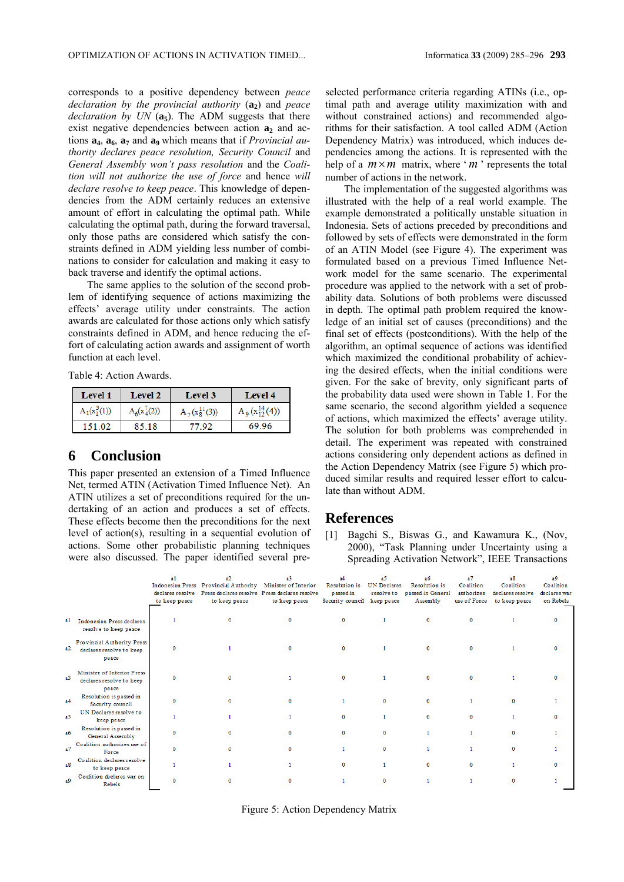corresponds to a positive dependency between *peace declaration by the provincial authority* (**a$_2$**) and *peace declaration by UN* (**a$_5$**). The ADM suggests that there exist negative dependencies between action **a$_2$** and actions **a$_4$**, **a$_6$**, **a$_7$** and **a$_9$** which means that if *Provincial authority declares peace resolution, Security Council* and *General Assembly won't pass resolution* and the *Coalition will not authorize the use of force* and hence *will declare resolve to keep peace*. This knowledge of dependencies from the ADM certainly reduces an extensive amount of effort in calculating the optimal path. While calculating the optimal path, during the forward traversal, only those paths are considered which satisfy the constraints defined in ADM yielding less number of combinations to consider for calculation and making it easy to back traverse and identify the optimal actions.

The same applies to the solution of the second problem of identifying sequence of actions maximizing the effects' average utility under constraints. The action awards are calculated for those actions only which satisfy constraints defined in ADM, and hence reducing the effort of calculating action awards and assignment of worth function at each level.

Table 4: Action Awards.

| Level 1 | Level 2 | Level 3 | Level 4 |
|---|---|---|---|
| $A_1(x_1^3(1))$ | $A_6(x_4^7(2))$ | $A_7(x_8^{11}(3))$ | $A_9(x_{12}^{14}(4))$ |
| 151.02 | 85.18 | 77.92 | 69.96 |

## 6 Conclusion

This paper presented an extension of a Timed Influence Net, termed ATIN (Activation Timed Influence Net). An ATIN utilizes a set of preconditions required for the undertaking of an action and produces a set of effects. These effects become then the preconditions for the next level of action(s), resulting in a sequential evolution of actions. Some other probabilistic planning techniques were also discussed. The paper identified several preselected performance criteria regarding ATINs (i.e., optimal path and average utility maximization with and without constrained actions) and recommended algorithms for their satisfaction. A tool called ADM (Action Dependency Matrix) was introduced, which induces dependencies among the actions. It is represented with the help of a $m \times m$ matrix, where '$m$' represents the total number of actions in the network.

The implementation of the suggested algorithms was illustrated with the help of a real world example. The example demonstrated a politically unstable situation in Indonesia. Sets of actions preceded by preconditions and followed by sets of effects were demonstrated in the form of an ATIN Model (see Figure 4). The experiment was formulated based on a previous Timed Influence Network model for the same scenario. The experimental procedure was applied to the network with a set of probability data. Solutions of both problems were discussed in depth. The optimal path problem required the knowledge of an initial set of causes (preconditions) and the final set of effects (postconditions). With the help of the algorithm, an optimal sequence of actions was identified which maximized the conditional probability of achieving the desired effects, when the initial conditions were given. For the sake of brevity, only significant parts of the probability data used were shown in Table 1. For the same scenario, the second algorithm yielded a sequence of actions, which maximized the effects' average utility. The solution for both problems was comprehended in detail. The experiment was repeated with constrained actions considering only dependent actions as defined in the Action Dependency Matrix (see Figure 5) which produced similar results and required lesser effort to calculate than without ADM.

## References

[1] Bagchi S., Biswas G., and Kawamura K., (Nov, 2000), "Task Planning under Uncertainty using a Spreading Activation Network", IEEE Transactions

| | | a1 Indonesian Press declares resolve to keep peace | a2 Provincial Authority Press declares resolve to keep peace | a3 Minister of Interior Press declares resolve to keep peace | a4 Resolution is passed in Security council | a5 UN Declares resolve to keep peace | a6 Resolution is passed in General Assembly | a7 Coalition authorizes use of Force | a8 Coalition declares resolve to keep peace | a9 Coalition declares war on Rebels |
|---|---|---|---|---|---|---|---|---|---|---|
| a1 | Indonesian Press declares resolve to keep peace | 1 | 0 | 0 | 0 | 1 | 0 | 0 | 1 | 0 |
| a2 | Provincial Authority Press declares resolve to keep peace | 0 | 1 | 0 | 0 | 1 | 0 | 0 | 1 | 0 |
| a3 | Minister of Interior Press declares resolve to keep peace | 0 | 0 | 1 | 0 | 1 | 0 | 0 | 1 | 0 |
| a4 | Resolution is passed in Security council | 0 | 0 | 0 | 1 | 0 | 0 | 1 | 0 | 1 |
| a5 | UN Declares resolve to keep peace | 1 | 1 | 1 | 0 | 1 | 0 | 0 | 1 | 0 |
| a6 | Resolution is passed in General Assembly | 0 | 0 | 0 | 0 | 0 | 1 | 1 | 0 | 1 |
| a7 | Coalition authorizes use of Force | 0 | 0 | 0 | 1 | 0 | 1 | 1 | 0 | 1 |
| a8 | Coalition declares resolve to keep peace | 1 | 1 | 1 | 0 | 1 | 0 | 0 | 1 | 0 |
| a9 | Coalition declares war on Rebels | 0 | 0 | 0 | 1 | 0 | 1 | 1 | 0 | 1 |

Figure 5: Action Dependency Matrix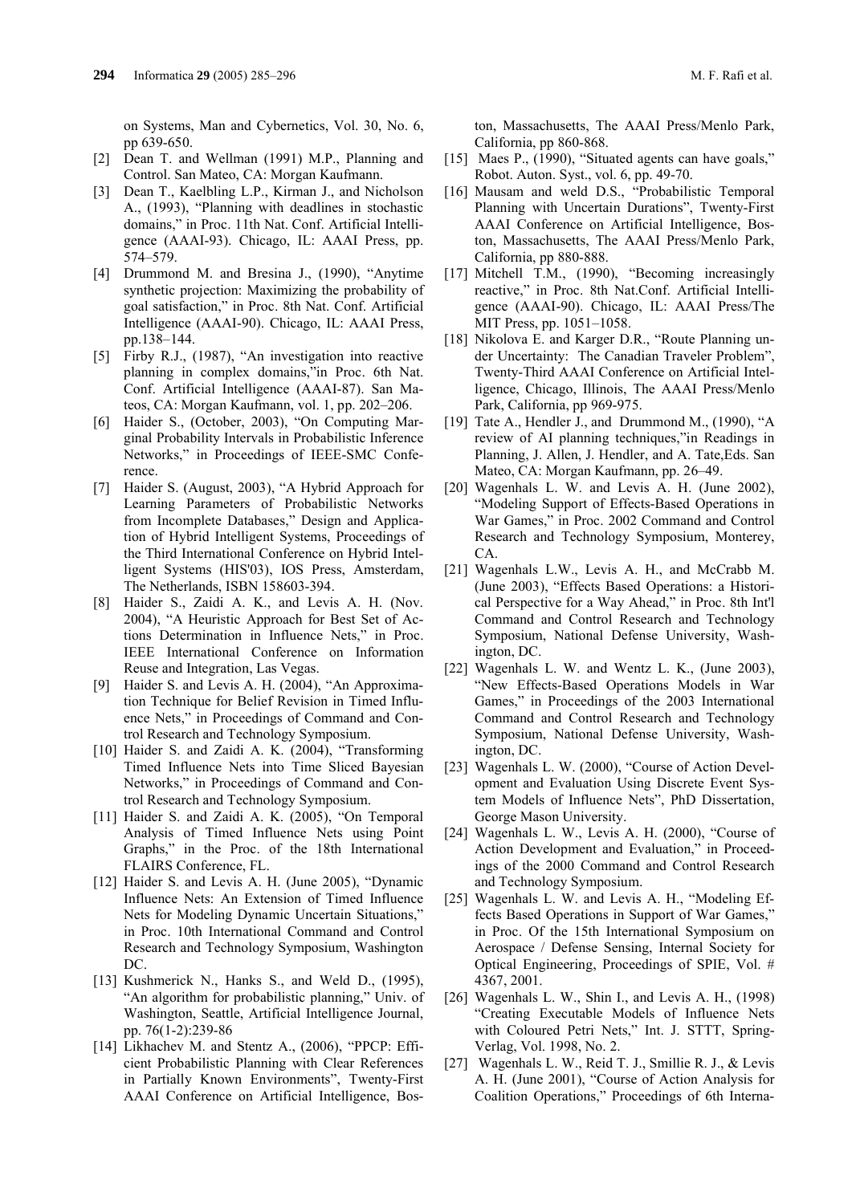on Systems, Man and Cybernetics, Vol. 30, No. 6, pp 639-650.

[2] Dean T. and Wellman (1991) M.P., Planning and Control. San Mateo, CA: Morgan Kaufmann.

[3] Dean T., Kaelbling L.P., Kirman J., and Nicholson A., (1993), "Planning with deadlines in stochastic domains," in Proc. 11th Nat. Conf. Artificial Intelligence (AAAI-93). Chicago, IL: AAAI Press, pp. 574–579.

[4] Drummond M. and Bresina J., (1990), "Anytime synthetic projection: Maximizing the probability of goal satisfaction," in Proc. 8th Nat. Conf. Artificial Intelligence (AAAI-90). Chicago, IL: AAAI Press, pp.138–144.

[5] Firby R.J., (1987), "An investigation into reactive planning in complex domains,"in Proc. 6th Nat. Conf. Artificial Intelligence (AAAI-87). San Mateos, CA: Morgan Kaufmann, vol. 1, pp. 202–206.

[6] Haider S., (October, 2003), "On Computing Marginal Probability Intervals in Probabilistic Inference Networks," in Proceedings of IEEE-SMC Conference.

[7] Haider S. (August, 2003), "A Hybrid Approach for Learning Parameters of Probabilistic Networks from Incomplete Databases," Design and Application of Hybrid Intelligent Systems, Proceedings of the Third International Conference on Hybrid Intelligent Systems (HIS'03), IOS Press, Amsterdam, The Netherlands, ISBN 158603-394.

[8] Haider S., Zaidi A. K., and Levis A. H. (Nov. 2004), "A Heuristic Approach for Best Set of Actions Determination in Influence Nets," in Proc. IEEE International Conference on Information Reuse and Integration, Las Vegas.

[9] Haider S. and Levis A. H. (2004), "An Approximation Technique for Belief Revision in Timed Influence Nets," in Proceedings of Command and Control Research and Technology Symposium.

[10] Haider S. and Zaidi A. K. (2004), "Transforming Timed Influence Nets into Time Sliced Bayesian Networks," in Proceedings of Command and Control Research and Technology Symposium.

[11] Haider S. and Zaidi A. K. (2005), "On Temporal Analysis of Timed Influence Nets using Point Graphs," in the Proc. of the 18th International FLAIRS Conference, FL.

[12] Haider S. and Levis A. H. (June 2005), "Dynamic Influence Nets: An Extension of Timed Influence Nets for Modeling Dynamic Uncertain Situations," in Proc. 10th International Command and Control Research and Technology Symposium, Washington DC.

[13] Kushmerick N., Hanks S., and Weld D., (1995), "An algorithm for probabilistic planning," Univ. of Washington, Seattle, Artificial Intelligence Journal, pp. 76(1-2):239-86

[14] Likhachev M. and Stentz A., (2006), "PPCP: Efficient Probabilistic Planning with Clear References in Partially Known Environments", Twenty-First AAAI Conference on Artificial Intelligence, Boston, Massachusetts, The AAAI Press/Menlo Park, California, pp 860-868.

[15] Maes P., (1990), "Situated agents can have goals," Robot. Auton. Syst., vol. 6, pp. 49-70.

[16] Mausam and weld D.S., "Probabilistic Temporal Planning with Uncertain Durations", Twenty-First AAAI Conference on Artificial Intelligence, Boston, Massachusetts, The AAAI Press/Menlo Park, California, pp 880-888.

[17] Mitchell T.M., (1990), "Becoming increasingly reactive," in Proc. 8th Nat.Conf. Artificial Intelligence (AAAI-90). Chicago, IL: AAAI Press/The MIT Press, pp. 1051–1058.

[18] Nikolova E. and Karger D.R., "Route Planning under Uncertainty: The Canadian Traveler Problem", Twenty-Third AAAI Conference on Artificial Intelligence, Chicago, Illinois, The AAAI Press/Menlo Park, California, pp 969-975.

[19] Tate A., Hendler J., and Drummond M., (1990), "A review of AI planning techniques,"in Readings in Planning, J. Allen, J. Hendler, and A. Tate,Eds. San Mateo, CA: Morgan Kaufmann, pp. 26–49.

[20] Wagenhals L. W. and Levis A. H. (June 2002), "Modeling Support of Effects-Based Operations in War Games," in Proc. 2002 Command and Control Research and Technology Symposium, Monterey, CA.

[21] Wagenhals L.W., Levis A. H., and McCrabb M. (June 2003), "Effects Based Operations: a Historical Perspective for a Way Ahead," in Proc. 8th Int'l Command and Control Research and Technology Symposium, National Defense University, Washington, DC.

[22] Wagenhals L. W. and Wentz L. K., (June 2003), "New Effects-Based Operations Models in War Games," in Proceedings of the 2003 International Command and Control Research and Technology Symposium, National Defense University, Washington, DC.

[23] Wagenhals L. W. (2000), "Course of Action Development and Evaluation Using Discrete Event System Models of Influence Nets", PhD Dissertation, George Mason University.

[24] Wagenhals L. W., Levis A. H. (2000), "Course of Action Development and Evaluation," in Proceedings of the 2000 Command and Control Research and Technology Symposium.

[25] Wagenhals L. W. and Levis A. H., "Modeling Effects Based Operations in Support of War Games," in Proc. Of the 15th International Symposium on Aerospace / Defense Sensing, Internal Society for Optical Engineering, Proceedings of SPIE, Vol. # 4367, 2001.

[26] Wagenhals L. W., Shin I., and Levis A. H., (1998) "Creating Executable Models of Influence Nets with Coloured Petri Nets," Int. J. STTT, Spring-Verlag, Vol. 1998, No. 2.

[27] Wagenhals L. W., Reid T. J., Smillie R. J., & Levis A. H. (June 2001), "Course of Action Analysis for Coalition Operations," Proceedings of 6th Interna-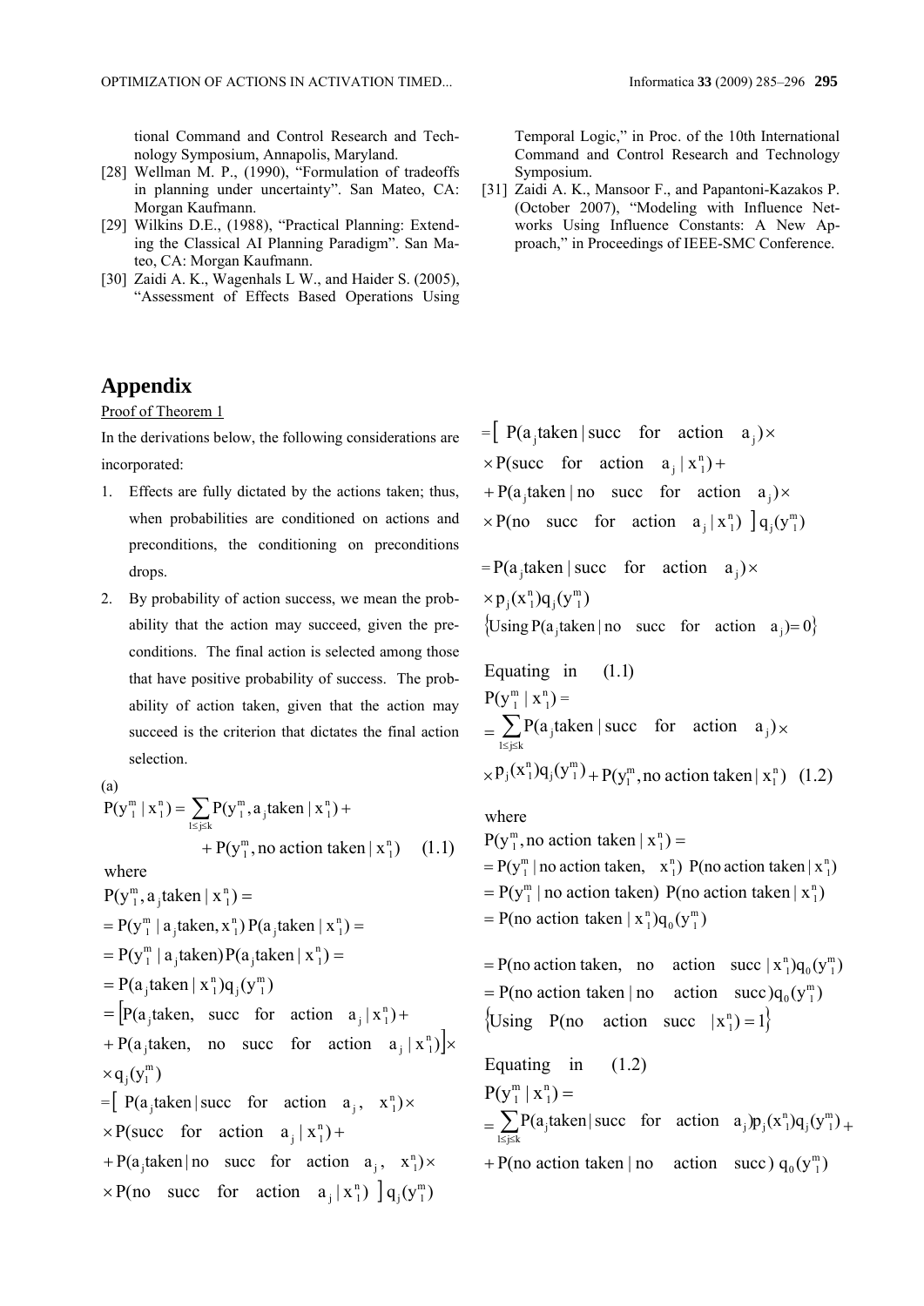tional Command and Control Research and Technology Symposium, Annapolis, Maryland.

[28] Wellman M. P., (1990), "Formulation of tradeoffs in planning under uncertainty". San Mateo, CA: Morgan Kaufmann.

[29] Wilkins D.E., (1988), "Practical Planning: Extending the Classical AI Planning Paradigm". San Mateo, CA: Morgan Kaufmann.

[30] Zaidi A. K., Wagenhals L W., and Haider S. (2005), "Assessment of Effects Based Operations Using Temporal Logic," in Proc. of the 10th International Command and Control Research and Technology Symposium.

[31] Zaidi A. K., Mansoor F., and Papantoni-Kazakos P. (October 2007), "Modeling with Influence Networks Using Influence Constants: A New Approach," in Proceedings of IEEE-SMC Conference.

## Appendix

Proof of Theorem 1

In the derivations below, the following considerations are incorporated:

1. Effects are fully dictated by the actions taken; thus, when probabilities are conditioned on actions and preconditions, the conditioning on preconditions drops.
2. By probability of action success, we mean the probability that the action may succeed, given the preconditions. The final action is selected among those that have positive probability of success. The probability of action taken, given that the action may succeed is the criterion that dictates the final action selection.

(a)

$$P(y_1^m \mid x_1^n) = \sum_{1\le j\le k} P(y_1^m, a_j \text{taken} \mid x_1^n) + P(y_1^m, \text{no action taken} \mid x_1^n) \quad (1.1)$$

where

$$\begin{aligned}
&P(y_1^m, a_j \text{taken} \mid x_1^n) = \\
&= P(y_1^m \mid a_j \text{taken}, x_1^n)\, P(a_j \text{taken} \mid x_1^n) = \\
&= P(y_1^m \mid a_j \text{taken}) P(a_j \text{taken} \mid x_1^n) = \\
&= P(a_j \text{taken} \mid x_1^n) q_j(y_1^m) \\
&= \big[P(a_j \text{taken, succ for action } a_j \mid x_1^n) + \\
&+ P(a_j \text{taken, no succ for action } a_j \mid x_1^n)\big] \times \\
&\times q_j(y_1^m) \\
&= \big[\, P(a_j \text{taken} \mid \text{succ for action } a_j,\ x_1^n) \times \\
&\times P(\text{succ for action } a_j \mid x_1^n) + \\
&+ P(a_j \text{taken} \mid \text{no succ for action } a_j,\ x_1^n) \times \\
&\times P(\text{no succ for action } a_j \mid x_1^n)\ \big]\, q_j(y_1^m) \\
&= \big[\, P(a_j \text{taken} \mid \text{succ for action } a_j) \times \\
&\times P(\text{succ for action } a_j \mid x_1^n) + \\
&+ P(a_j \text{taken} \mid \text{no succ for action } a_j) \times \\
&\times P(\text{no succ for action } a_j \mid x_1^n)\ \big]\, q_j(y_1^m) \\
&= P(a_j \text{taken} \mid \text{succ for action } a_j) \times \\
&\times p_j(x_1^n) q_j(y_1^m)
\end{aligned}$$

$\{\text{Using } P(a_j \text{taken} \mid \text{no succ for action } a_j) = 0\}$

Equating in (1.1)

$$\begin{aligned}
&P(y_1^m \mid x_1^n) = \\
&= \sum_{1\le j\le k} P(a_j \text{taken} \mid \text{succ for action } a_j) \times \\
&\times p_j(x_1^n) q_j(y_1^m) + P(y_1^m, \text{no action taken} \mid x_1^n) \quad (1.2)
\end{aligned}$$

where

$$\begin{aligned}
&P(y_1^m, \text{no action taken} \mid x_1^n) = \\
&= P(y_1^m \mid \text{no action taken},\ x_1^n)\ P(\text{no action taken} \mid x_1^n) \\
&= P(y_1^m \mid \text{no action taken})\ P(\text{no action taken} \mid x_1^n) \\
&= P(\text{no action taken} \mid x_1^n) q_0(y_1^m) \\
&= P(\text{no action taken, no action succ} \mid x_1^n) q_0(y_1^m) \\
&= P(\text{no action taken} \mid \text{no action succ}) q_0(y_1^m)
\end{aligned}$$

$\{\text{Using } P(\text{no action succ} \mid x_1^n) = 1\}$

Equating in (1.2)

$$\begin{aligned}
&P(y_1^m \mid x_1^n) = \\
&= \sum_{1\le j\le k} P(a_j \text{taken} \mid \text{succ for action } a_j) p_j(x_1^n) q_j(y_1^m) + \\
&+ P(\text{no action taken} \mid \text{no action succ})\, q_0(y_1^m)
\end{aligned}$$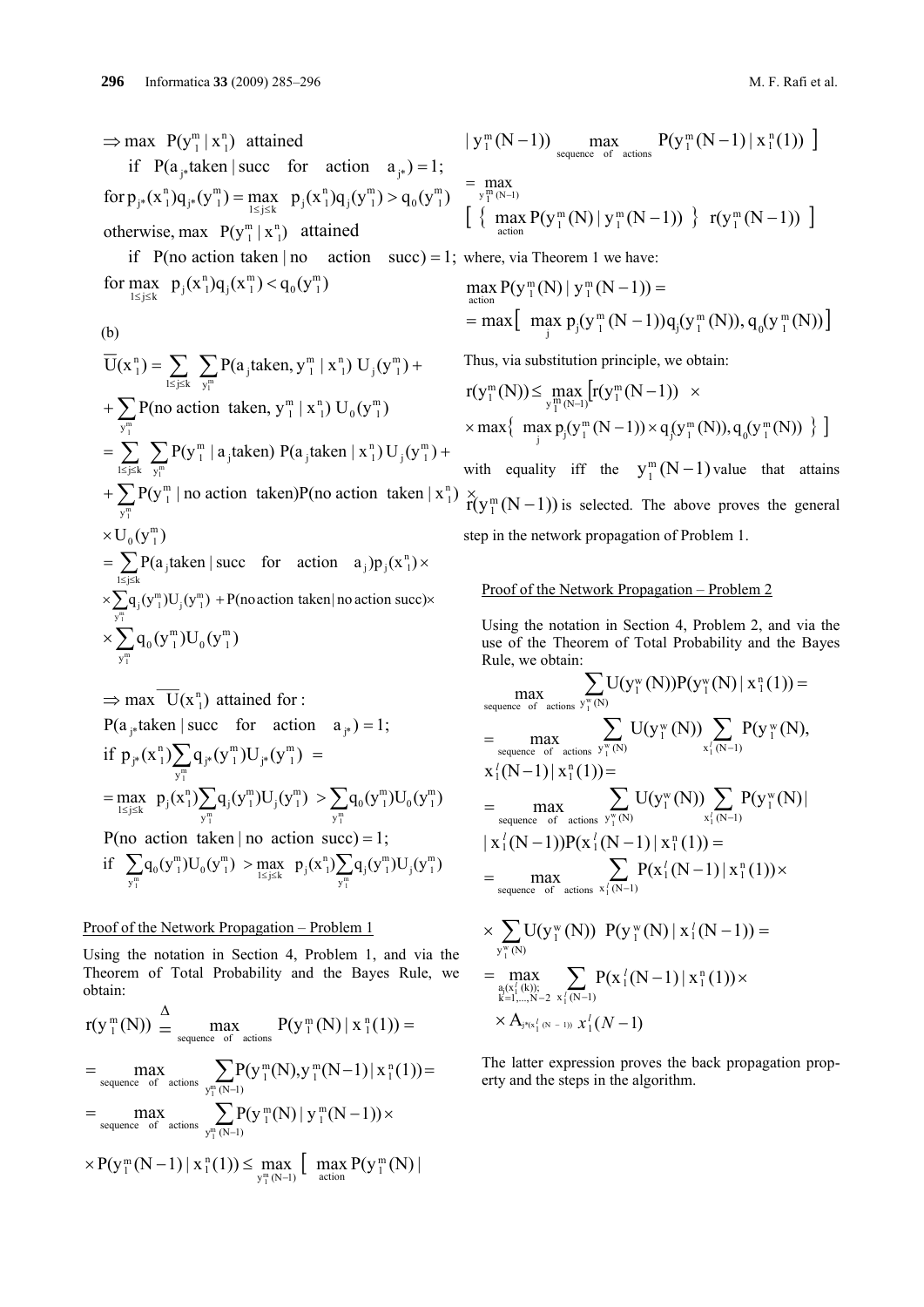$$\Rightarrow \max \ P(y_1^m \mid x_1^n) \ \text{attained}$$

$$\text{if } \ P(a_{j^*}\text{taken} \mid \text{succ} \quad \text{for} \quad \text{action} \quad a_{j^*}) = 1;$$

$$\text{for } p_{j^*}(x_1^n) q_{j^*}(y_1^m) = \max_{1 \le j \le k} \ p_j(x_1^n) q_j(y_1^m) > q_0(y_1^m)$$

$$\text{otherwise, } \max \ P(y_1^m \mid x_1^n) \ \text{attained}$$

$$\text{if } \ P(\text{no action taken} \mid \text{no} \quad \text{action} \quad \text{succ}) = 1;$$

$$\text{for } \max_{1 \le j \le k} \ p_j(x_1^n) q_j(x_1^m) < q_0(y_1^m)$$

(b)

$$\overline{U}(x_1^n) = \sum_{1 \le j \le k} \sum_{y_1^m} P(a_j \text{taken}, y_1^m \mid x_1^n) \ U_j(y_1^m) +$$

$$+ \sum_{y_1^m} P(\text{no action taken}, y_1^m \mid x_1^n) \ U_0(y_1^m)$$

$$= \sum_{1 \le j \le k} \sum_{y_1^m} P(y_1^m \mid a_j \text{taken}) \ P(a_j \text{taken} \mid x_1^n) \ U_j(y_1^m) +$$

$$+ \sum_{y_1^m} P(y_1^m \mid \text{no action taken}) P(\text{no action taken} \mid x_1^n) \times$$

$$\times U_0(y_1^m)$$

$$= \sum_{1 \le j \le k} P(a_j \text{taken} \mid \text{succ} \quad \text{for} \quad \text{action} \quad a_j) p_j(x_1^n) \times$$

$$\times \sum_{y_1^m} q_j(y_1^m) U_j(y_1^m) + P(\text{no action taken} \mid \text{no action succ}) \times$$

$$\times \sum_{y_1^m} q_0(y_1^m) U_0(y_1^m)$$

$$\Rightarrow \max \ \overline{U}(x_1^n) \ \text{attained for:}$$

$$P(a_{j^*}\text{taken} \mid \text{succ} \quad \text{for} \quad \text{action} \quad a_{j^*}) = 1;$$

$$\text{if } \ p_{j^*}(x_1^n) \sum_{y_1^m} q_{j^*}(y_1^m) U_{j^*}(y_1^m) =$$

$$= \max_{1 \le j \le k} \ p_j(x_1^n) \sum_{y_1^m} q_j(y_1^m) U_j(y_1^m) > \sum_{y_1^m} q_0(y_1^m) U_0(y_1^m)$$

$$P(\text{no action taken} \mid \text{no action succ}) = 1;$$

$$\text{if } \ \sum_{y_1^m} q_0(y_1^m) U_0(y_1^m) > \max_{1 \le j \le k} \ p_j(x_1^n) \sum_{y_1^m} q_j(y_1^m) U_j(y_1^m)$$

Proof of the Network Propagation – Problem 1

Using the notation in Section 4, Problem 1, and via the Theorem of Total Probability and the Bayes Rule, we obtain:

$$r(y_1^m(N)) \overset{\Delta}{=} \max_{\text{sequence of actions}} \ P(y_1^m(N) \mid x_1^n(1)) =$$

$$= \max_{\text{sequence of actions}} \ \sum_{y_1^m(N-1)} P(y_1^m(N), y_1^m(N-1) \mid x_1^n(1)) =$$

$$= \max_{\text{sequence of actions}} \ \sum_{y_1^m(N-1)} P(y_1^m(N) \mid y_1^m(N-1)) \times$$

$$\times P(y_1^m(N-1) \mid x_1^n(1)) \le \max_{y_1^m(N-1)} \Big[ \ \max_{\text{action}} P(y_1^m(N) \mid$$

$$\mid y_1^m(N-1)) \max_{\text{sequence of actions}} \ P(y_1^m(N-1) \mid x_1^n(1)) \ \Big]$$

$$= \max_{y_1^m(N-1)}$$

$$\Big[ \ \Big\{ \ \max_{\text{action}} P(y_1^m(N) \mid y_1^m(N-1)) \ \Big\} \ r(y_1^m(N-1)) \ \Big]$$

where, via Theorem 1 we have:

$$\max_{\text{action}} P(y_1^m(N) \mid y_1^m(N-1)) =$$

$$= \max \Big[ \ \max_j p_j(y_1^m(N-1)) q_j(y_1^m(N)), q_0(y_1^m(N)) \Big]$$

Thus, via substitution principle, we obtain:

$$r(y_1^m(N)) \le \max_{y_1^m(N-1)} \Big[ r(y_1^m(N-1)) \ \times$$

$$\times \max \Big\{ \ \max_j p_j(y_1^m(N-1)) \times q_j(y_1^m(N)), q_0(y_1^m(N)) \ \Big\} \ \Big]$$

with equality iff the $y_1^m(N-1)$ value that attains $r(y_1^m(N-1))$ is selected. The above proves the general step in the network propagation of Problem 1.

Proof of the Network Propagation – Problem 2

Using the notation in Section 4, Problem 2, and via the use of the Theorem of Total Probability and the Bayes Rule, we obtain:

$$\max_{\text{sequence of actions}} \ \sum_{y_1^w(N)} U(y_1^w(N)) P(y_1^w(N) \mid x_1^n(1)) =$$

$$= \max_{\text{sequence of actions}} \ \sum_{y_1^w(N)} U(y_1^w(N)) \sum_{x_1^l(N-1)} P(y_1^w(N),$$

$$x_1^l(N-1) \mid x_1^n(1)) =$$

$$= \max_{\text{sequence of actions}} \ \sum_{y_1^w(N)} U(y_1^w(N)) \sum_{x_1^l(N-1)} P(y_1^w(N) \mid$$

$$\mid x_1^l(N-1)) P(x_1^l(N-1) \mid x_1^n(1)) =$$

$$= \max_{\text{sequence of actions}} \ \sum_{x_1^l(N-1)} P(x_1^l(N-1) \mid x_1^n(1)) \times$$

$$\times \sum_{y_1^w(N)} U(y_1^w(N)) \ \ P(y_1^w(N) \mid x_1^l(N-1)) =$$

$$= \max_{\substack{a_j(x_1^l(k)); \\ k=1,\dots,N-2}} \ \sum_{x_1^l(N-1)} P(x_1^l(N-1) \mid x_1^n(1)) \times$$

$$\times A_{j^*(x_1^l(N-1))} \ x_1^l(N-1)$$

The latter expression proves the back propagation property and the steps in the algorithm.